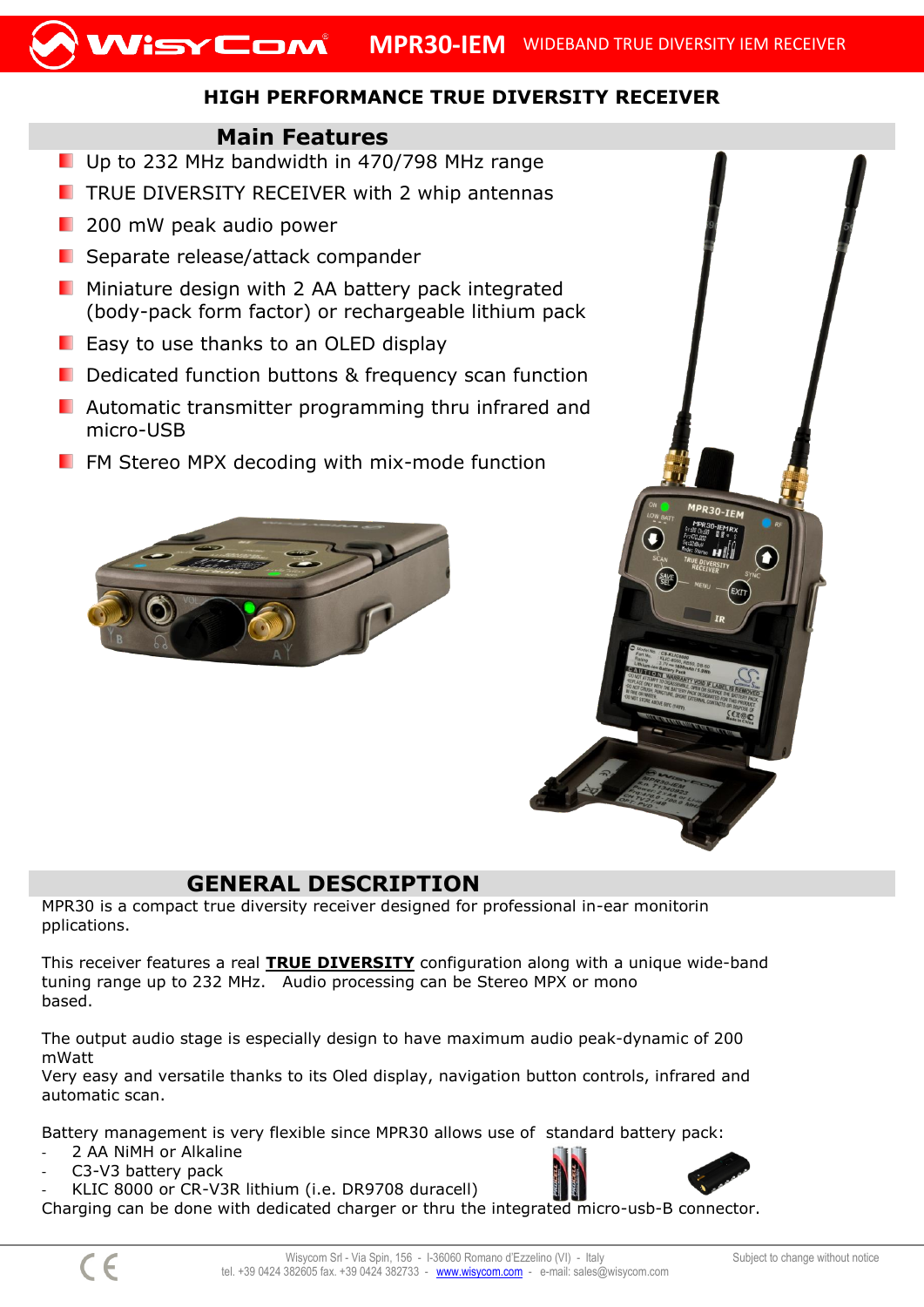# MPR30-IEM WIDEBAND TRUE DIVERSITY IEM RECEIVER

## HIGH PERFORMANCE TRUE DIVERSITY RECEIVER

### Main Features

- Up to 232 MHz bandwidth in 470/798 MHz range
- TRUE DIVERSITY RECEIVER with 2 whip antennas
- 200 mW peak audio power
- Separate release/attack compander
- Miniature design with 2 AA battery pack integrated (body-pack form factor) or rechargeable lithium pack
- Easy to use thanks to an OLED display
- Dedicated function buttons & frequency scan function
- Automatic transmitter programming thru infrared and micro-USB
- FM Stereo MPX decoding with mix-mode function

## GENERAL DESCRIPTION

MPR30 is a compact true diversity receiver designed for professional in-ear monitorin pplications.

This receiver features a real **TRUE DIVERSITY** configuration along with a unique wide-band tuning range up to 232 MHz. Audio processing can be Stereo MPX or mono based.

The output audio stage is especially design to have maximum audio peak-dynamic of 200 mWatt
Very easy and versatile thanks to its Oled display, navigation button controls, infrared and automatic scan.

Battery management is very flexible since MPR30 allows use of standard battery pack:

- 2 AA NiMH or Alkaline
- C3-V3 battery pack
- KLIC 8000 or CR-V3R lithium (i.e. DR9708 duracell)

Charging can be done with dedicated charger or thru the integrated micro-usb-B connector.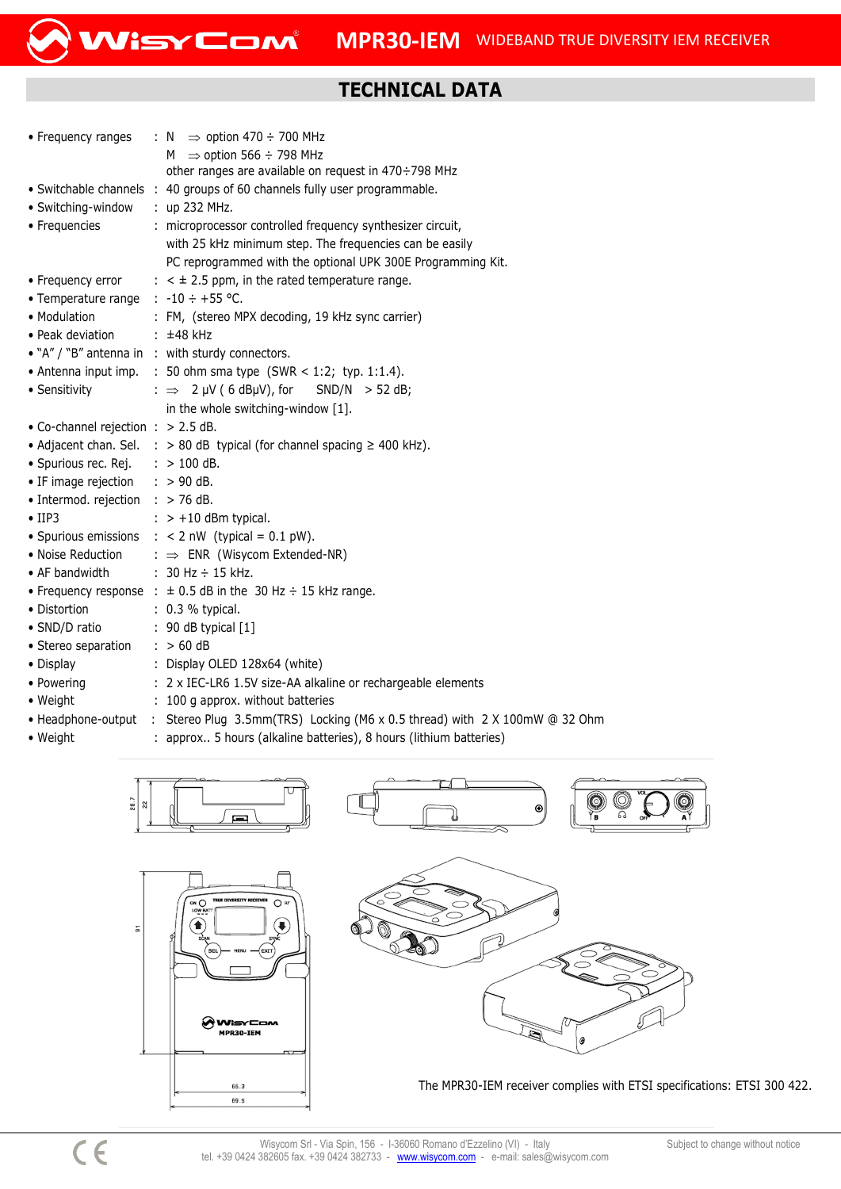# TECHNICAL DATA

| | | |
|---|---|---|
| • Frequency ranges | : | N ⇒ option 470 ÷ 700 MHz<br>M ⇒ option 566 ÷ 798 MHz<br>other ranges are available on request in 470÷798 MHz |
| • Switchable channels | : | 40 groups of 60 channels fully user programmable. |
| • Switching-window | : | up 232 MHz. |
| • Frequencies | : | microprocessor controlled frequency synthesizer circuit, with 25 kHz minimum step. The frequencies can be easily PC reprogrammed with the optional UPK 300E Programming Kit. |
| • Frequency error | : | < ± 2.5 ppm, in the rated temperature range. |
| • Temperature range | : | -10 ÷ +55 °C. |
| • Modulation | : | FM, (stereo MPX decoding, 19 kHz sync carrier) |
| • Peak deviation | : | ±48 kHz |
| • "A" / "B" antenna in | : | with sturdy connectors. |
| • Antenna input imp. | : | 50 ohm sma type (SWR < 1:2; typ. 1:1.4). |
| • Sensitivity | : | ⇒ 2 µV ( 6 dBµV), for SND/N > 52 dB;<br>in the whole switching-window [1]. |
| • Co-channel rejection | : | > 2.5 dB. |
| • Adjacent chan. Sel. | : | > 80 dB typical (for channel spacing ≥ 400 kHz). |
| • Spurious rec. Rej. | : | > 100 dB. |
| • IF image rejection | : | > 90 dB. |
| • Intermod. rejection | : | > 76 dB. |
| • IIP3 | : | > +10 dBm typical. |
| • Spurious emissions | : | < 2 nW (typical = 0.1 pW). |
| • Noise Reduction | : | ⇒ ENR (Wisycom Extended-NR) |
| • AF bandwidth | : | 30 Hz ÷ 15 kHz. |
| • Frequency response | : | ± 0.5 dB in the 30 Hz ÷ 15 kHz range. |
| • Distortion | : | 0.3 % typical. |
| • SND/D ratio | : | 90 dB typical [1] |
| • Stereo separation | : | > 60 dB |
| • Display | : | Display OLED 128x64 (white) |
| • Powering | : | 2 x IEC-LR6 1.5V size-AA alkaline or rechargeable elements |
| • Weight | : | 100 g approx. without batteries |
| • Headphone-output | : | Stereo Plug 3.5mm(TRS) Locking (M6 x 0.5 thread) with 2 X 100mW @ 32 Ohm |
| • Weight | : | approx.. 5 hours (alkaline batteries), 8 hours (lithium batteries) |

26.7
22
91
65.3
69.5

The MPR30-IEM receiver complies with ETSI specifications: ETSI 300 422.

Wisycom Srl - Via Spin, 156 - I-36060 Romano d'Ezzelino (VI) - Italy
tel. +39 0424 382605 fax. +39 0424 382733 - www.wisycom.com - e-mail: sales@wisycom.com

Subject to change without notice